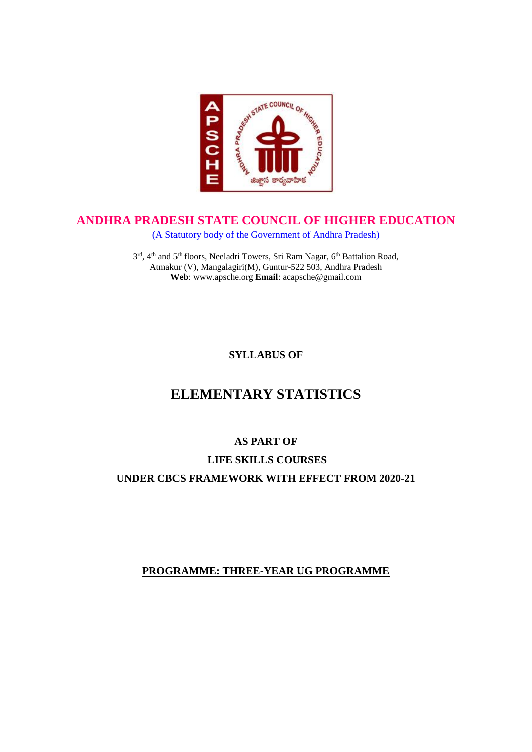# ANDHRA PRADESH STATE COUNCIL OF HIGHER EDUCATION

(A Statutory body of the Government of Andhra Pradesh)

3rd, 4th and 5th floors, Neeladri Towers, Sri Ram Nagar, 6th Battalion Road,
Atmakur (V), Mangalagiri(M), Guntur-522 503, Andhra Pradesh
**Web**: www.apsche.org **Email**: acapsche@gmail.com

**SYLLABUS OF**

# ELEMENTARY STATISTICS

**AS PART OF**

**LIFE SKILLS COURSES**

**UNDER CBCS FRAMEWORK WITH EFFECT FROM 2020-21**

**PROGRAMME: THREE-YEAR UG PROGRAMME**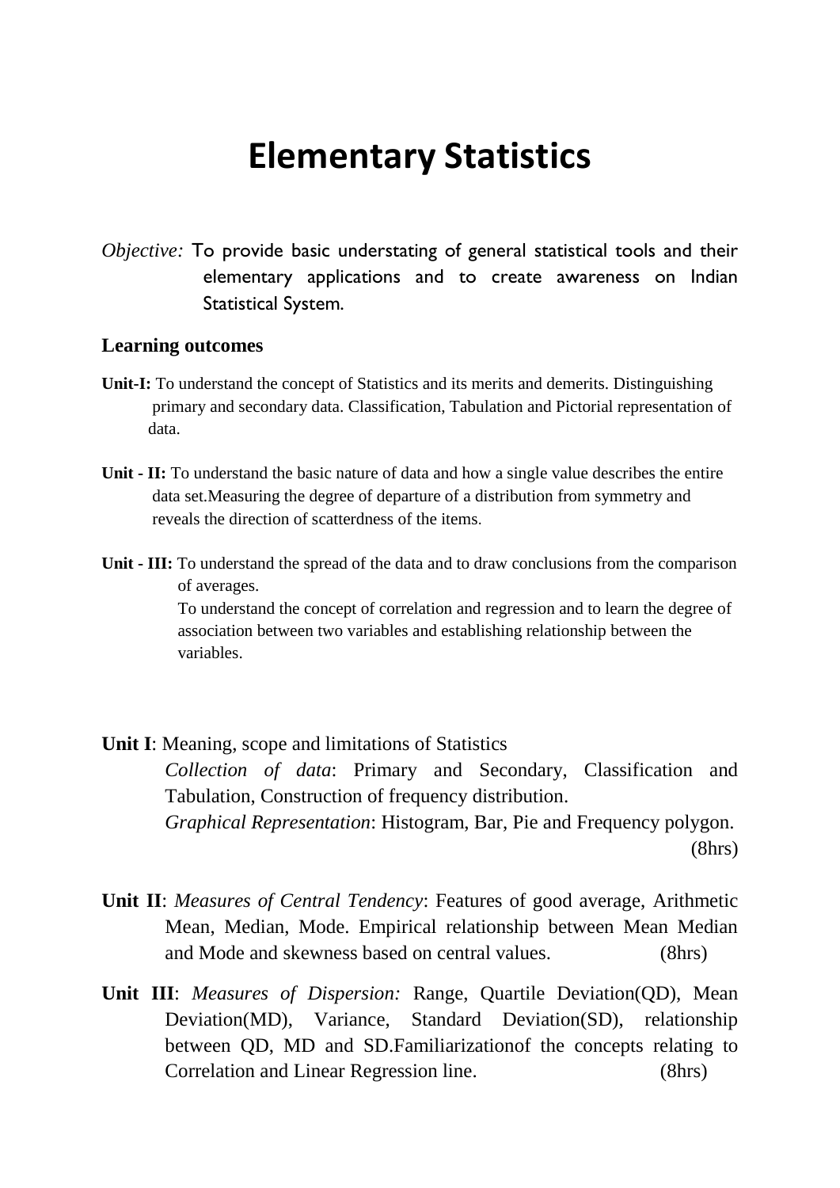# Elementary Statistics

*Objective:* To provide basic understating of general statistical tools and their elementary applications and to create awareness on Indian Statistical System.

**Learning outcomes**

**Unit-I:** To understand the concept of Statistics and its merits and demerits. Distinguishing primary and secondary data. Classification, Tabulation and Pictorial representation of data.

**Unit - II:** To understand the basic nature of data and how a single value describes the entire data set.Measuring the degree of departure of a distribution from symmetry and reveals the direction of scatterdness of the items.

**Unit - III:** To understand the spread of the data and to draw conclusions from the comparison of averages.
To understand the concept of correlation and regression and to learn the degree of association between two variables and establishing relationship between the variables.

**Unit I**: Meaning, scope and limitations of Statistics
*Collection of data*: Primary and Secondary, Classification and Tabulation, Construction of frequency distribution.
*Graphical Representation*: Histogram, Bar, Pie and Frequency polygon. (8hrs)

**Unit II**: *Measures of Central Tendency*: Features of good average, Arithmetic Mean, Median, Mode. Empirical relationship between Mean Median and Mode and skewness based on central values. (8hrs)

**Unit III**: *Measures of Dispersion:* Range, Quartile Deviation(QD), Mean Deviation(MD), Variance, Standard Deviation(SD), relationship between QD, MD and SD.Familiarizationof the concepts relating to Correlation and Linear Regression line. (8hrs)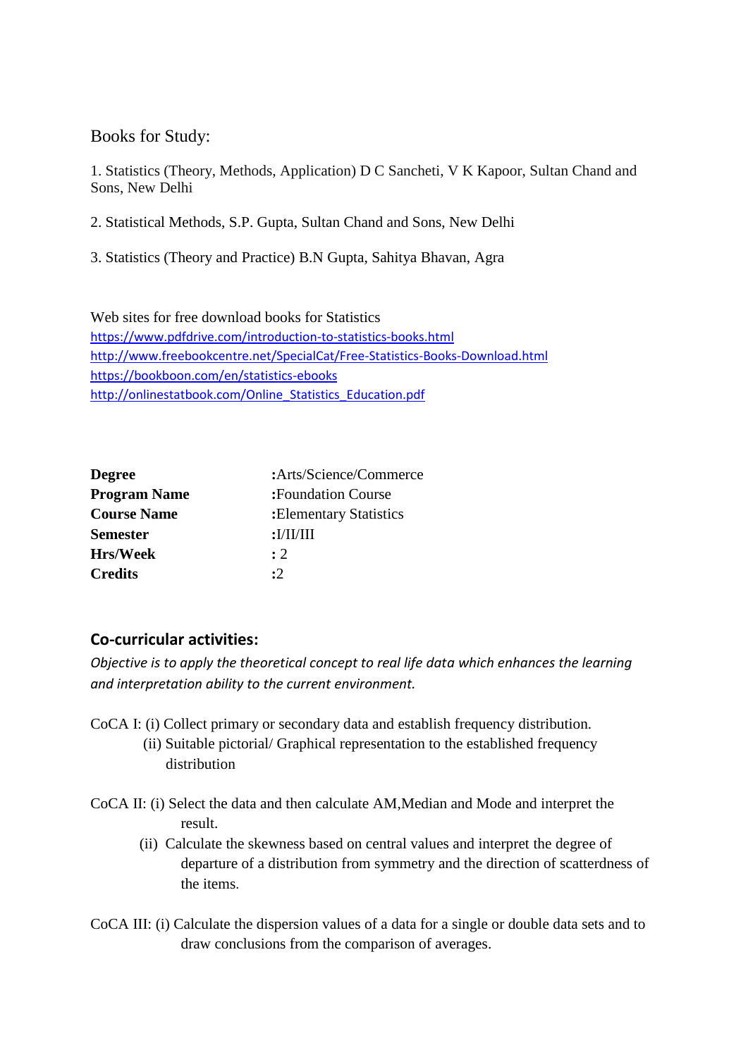Books for Study:

1. Statistics (Theory, Methods, Application) D C Sancheti, V K Kapoor, Sultan Chand and Sons, New Delhi

2. Statistical Methods, S.P. Gupta, Sultan Chand and Sons, New Delhi

3. Statistics (Theory and Practice) B.N Gupta, Sahitya Bhavan, Agra

Web sites for free download books for Statistics
https://www.pdfdrive.com/introduction-to-statistics-books.html
http://www.freebookcentre.net/SpecialCat/Free-Statistics-Books-Download.html
https://bookboon.com/en/statistics-ebooks
http://onlinestatbook.com/Online_Statistics_Education.pdf

**Degree** :Arts/Science/Commerce
**Program Name** :Foundation Course
**Course Name** :Elementary Statistics
**Semester** :I/II/III
**Hrs/Week** : 2
**Credits** :2

## Co-curricular activities:

*Objective is to apply the theoretical concept to real life data which enhances the learning and interpretation ability to the current environment.*

CoCA I: (i) Collect primary or secondary data and establish frequency distribution.
(ii) Suitable pictorial/ Graphical representation to the established frequency distribution

CoCA II: (i) Select the data and then calculate AM,Median and Mode and interpret the result.
(ii) Calculate the skewness based on central values and interpret the degree of departure of a distribution from symmetry and the direction of scatterdness of the items.

CoCA III: (i) Calculate the dispersion values of a data for a single or double data sets and to draw conclusions from the comparison of averages.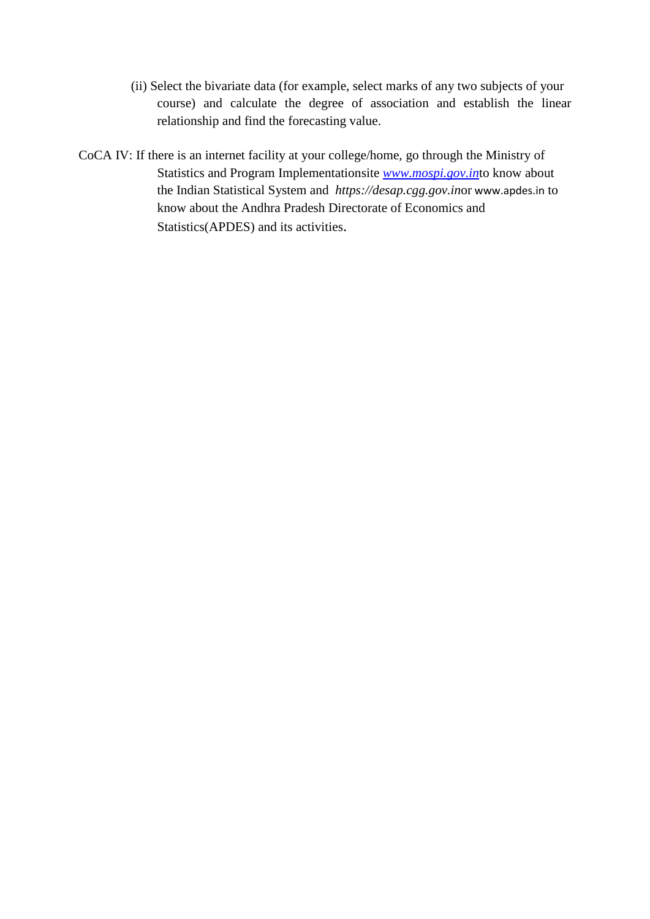(ii) Select the bivariate data (for example, select marks of any two subjects of your course) and calculate the degree of association and establish the linear relationship and find the forecasting value.

CoCA IV: If there is an internet facility at your college/home, go through the Ministry of Statistics and Program Implementationsite *www.mospi.gov.in*to know about the Indian Statistical System and *https://desap.cgg.gov.in*or www.apdes.in to know about the Andhra Pradesh Directorate of Economics and Statistics(APDES) and its activities.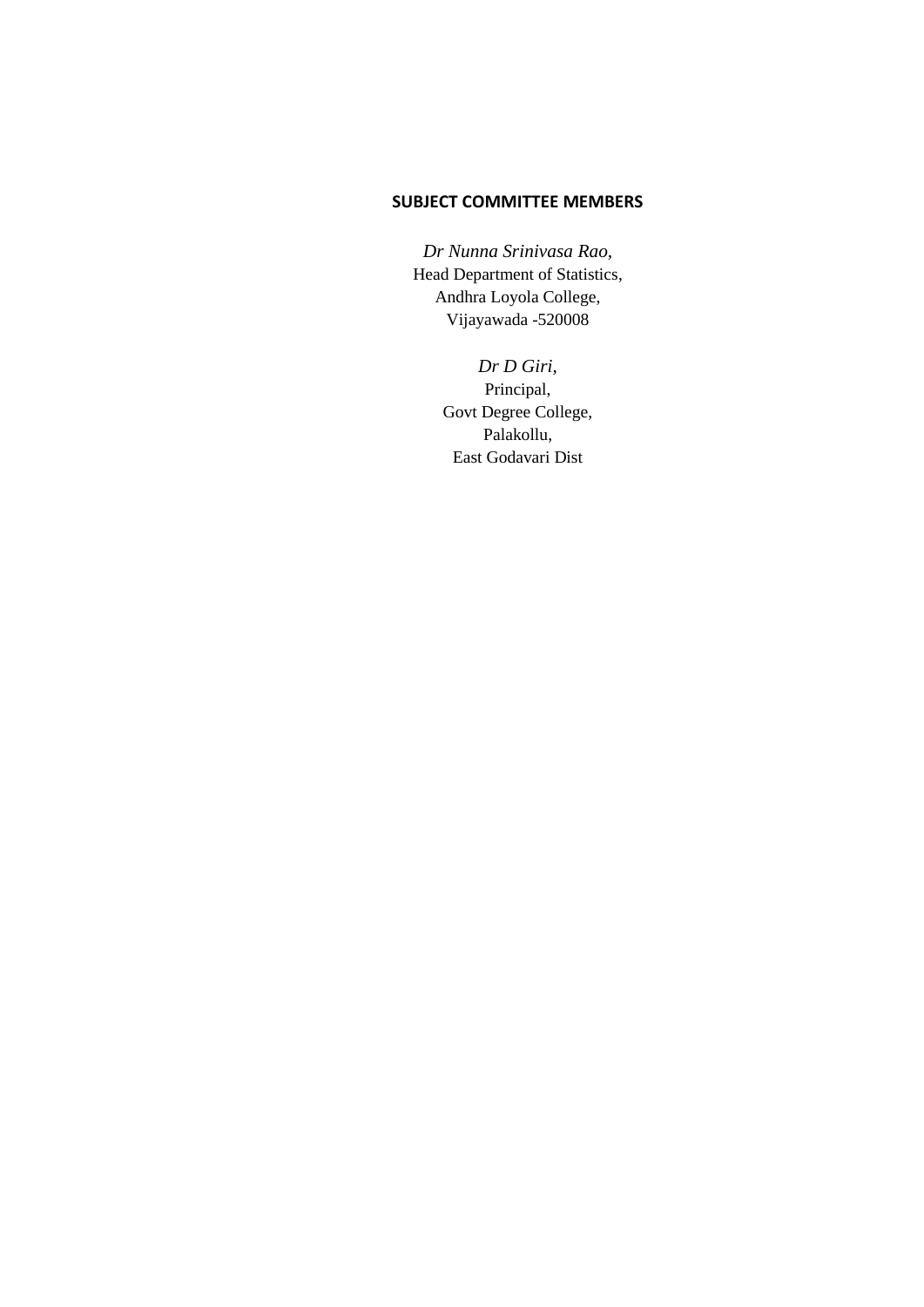**SUBJECT COMMITTEE MEMBERS**

*Dr Nunna Srinivasa Rao,*
Head Department of Statistics,
Andhra Loyola College,
Vijayawada -520008

*Dr D Giri,*
Principal,
Govt Degree College,
Palakollu,
East Godavari Dist